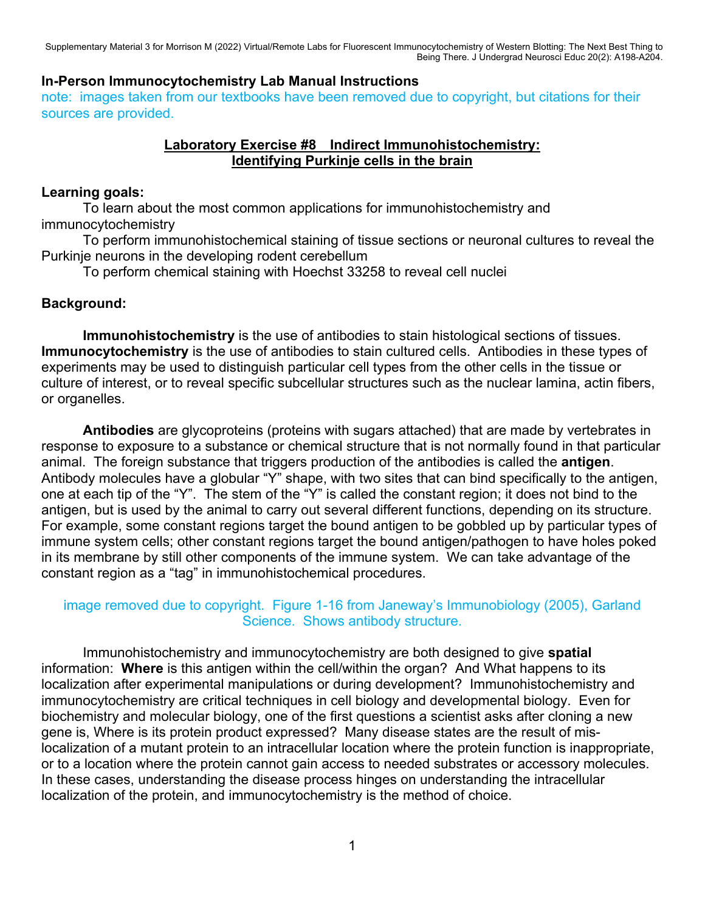# In-Person Immunocytochemistry Lab Manual Instructions

note: images taken from our textbooks have been removed due to copyright, but citations for their sources are provided.

## Laboratory Exercise #8 Indirect Immunohistochemistry: Identifying Purkinje cells in the brain

**Learning goals:**

To learn about the most common applications for immunohistochemistry and immunocytochemistry

To perform immunohistochemical staining of tissue sections or neuronal cultures to reveal the Purkinje neurons in the developing rodent cerebellum

To perform chemical staining with Hoechst 33258 to reveal cell nuclei

**Background:**

**Immunohistochemistry** is the use of antibodies to stain histological sections of tissues. **Immunocytochemistry** is the use of antibodies to stain cultured cells. Antibodies in these types of experiments may be used to distinguish particular cell types from the other cells in the tissue or culture of interest, or to reveal specific subcellular structures such as the nuclear lamina, actin fibers, or organelles.

**Antibodies** are glycoproteins (proteins with sugars attached) that are made by vertebrates in response to exposure to a substance or chemical structure that is not normally found in that particular animal. The foreign substance that triggers production of the antibodies is called the **antigen**. Antibody molecules have a globular "Y" shape, with two sites that can bind specifically to the antigen, one at each tip of the "Y". The stem of the "Y" is called the constant region; it does not bind to the antigen, but is used by the animal to carry out several different functions, depending on its structure. For example, some constant regions target the bound antigen to be gobbled up by particular types of immune system cells; other constant regions target the bound antigen/pathogen to have holes poked in its membrane by still other components of the immune system. We can take advantage of the constant region as a "tag" in immunohistochemical procedures.

image removed due to copyright. Figure 1-16 from Janeway's Immunobiology (2005), Garland Science. Shows antibody structure.

Immunohistochemistry and immunocytochemistry are both designed to give **spatial** information: **Where** is this antigen within the cell/within the organ? And What happens to its localization after experimental manipulations or during development? Immunohistochemistry and immunocytochemistry are critical techniques in cell biology and developmental biology. Even for biochemistry and molecular biology, one of the first questions a scientist asks after cloning a new gene is, Where is its protein product expressed? Many disease states are the result of mis-localization of a mutant protein to an intracellular location where the protein function is inappropriate, or to a location where the protein cannot gain access to needed substrates or accessory molecules. In these cases, understanding the disease process hinges on understanding the intracellular localization of the protein, and immunocytochemistry is the method of choice.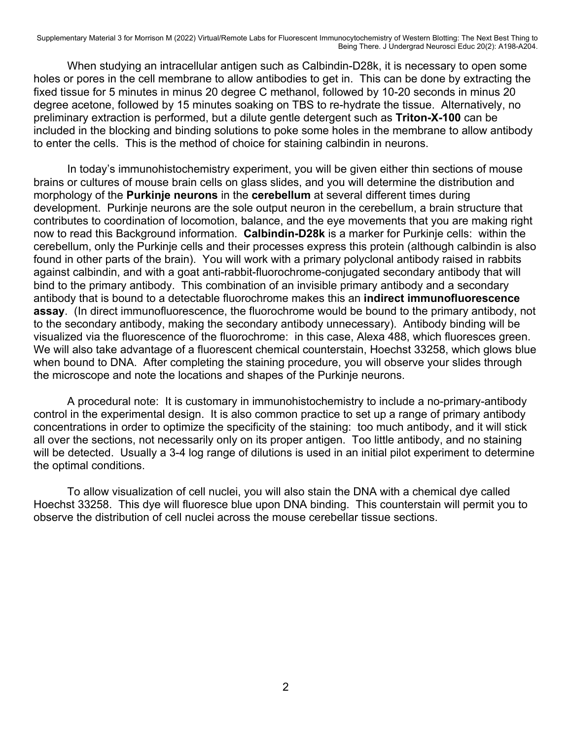When studying an intracellular antigen such as Calbindin-D28k, it is necessary to open some holes or pores in the cell membrane to allow antibodies to get in. This can be done by extracting the fixed tissue for 5 minutes in minus 20 degree C methanol, followed by 10-20 seconds in minus 20 degree acetone, followed by 15 minutes soaking on TBS to re-hydrate the tissue. Alternatively, no preliminary extraction is performed, but a dilute gentle detergent such as **Triton-X-100** can be included in the blocking and binding solutions to poke some holes in the membrane to allow antibody to enter the cells. This is the method of choice for staining calbindin in neurons.

In today's immunohistochemistry experiment, you will be given either thin sections of mouse brains or cultures of mouse brain cells on glass slides, and you will determine the distribution and morphology of the **Purkinje neurons** in the **cerebellum** at several different times during development. Purkinje neurons are the sole output neuron in the cerebellum, a brain structure that contributes to coordination of locomotion, balance, and the eye movements that you are making right now to read this Background information. **Calbindin-D28k** is a marker for Purkinje cells: within the cerebellum, only the Purkinje cells and their processes express this protein (although calbindin is also found in other parts of the brain). You will work with a primary polyclonal antibody raised in rabbits against calbindin, and with a goat anti-rabbit-fluorochrome-conjugated secondary antibody that will bind to the primary antibody. This combination of an invisible primary antibody and a secondary antibody that is bound to a detectable fluorochrome makes this an **indirect immunofluorescence assay**. (In direct immunofluorescence, the fluorochrome would be bound to the primary antibody, not to the secondary antibody, making the secondary antibody unnecessary). Antibody binding will be visualized via the fluorescence of the fluorochrome: in this case, Alexa 488, which fluoresces green. We will also take advantage of a fluorescent chemical counterstain, Hoechst 33258, which glows blue when bound to DNA. After completing the staining procedure, you will observe your slides through the microscope and note the locations and shapes of the Purkinje neurons.

A procedural note: It is customary in immunohistochemistry to include a no-primary-antibody control in the experimental design. It is also common practice to set up a range of primary antibody concentrations in order to optimize the specificity of the staining: too much antibody, and it will stick all over the sections, not necessarily only on its proper antigen. Too little antibody, and no staining will be detected. Usually a 3-4 log range of dilutions is used in an initial pilot experiment to determine the optimal conditions.

To allow visualization of cell nuclei, you will also stain the DNA with a chemical dye called Hoechst 33258. This dye will fluoresce blue upon DNA binding. This counterstain will permit you to observe the distribution of cell nuclei across the mouse cerebellar tissue sections.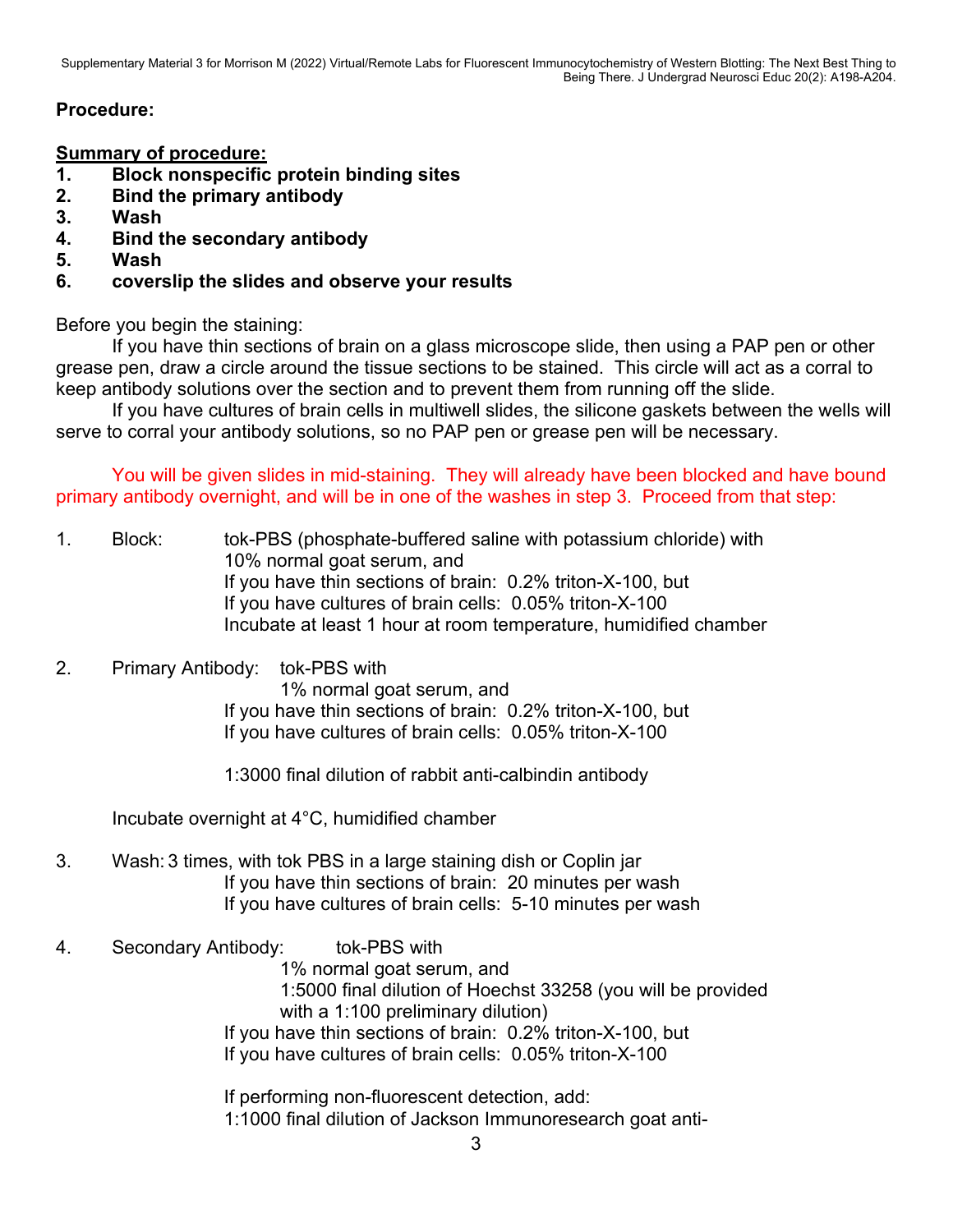## Procedure:

**Summary of procedure:**

1. **Block nonspecific protein binding sites**
2. **Bind the primary antibody**
3. **Wash**
4. **Bind the secondary antibody**
5. **Wash**
6. **coverslip the slides and observe your results**

Before you begin the staining:

If you have thin sections of brain on a glass microscope slide, then using a PAP pen or other grease pen, draw a circle around the tissue sections to be stained. This circle will act as a corral to keep antibody solutions over the section and to prevent them from running off the slide.

If you have cultures of brain cells in multiwell slides, the silicone gaskets between the wells will serve to corral your antibody solutions, so no PAP pen or grease pen will be necessary.

You will be given slides in mid-staining. They will already have been blocked and have bound primary antibody overnight, and will be in one of the washes in step 3. Proceed from that step:

1. Block: tok-PBS (phosphate-buffered saline with potassium chloride) with
   10% normal goat serum, and
   If you have thin sections of brain: 0.2% triton-X-100, but
   If you have cultures of brain cells: 0.05% triton-X-100
   Incubate at least 1 hour at room temperature, humidified chamber

2. Primary Antibody: tok-PBS with
   1% normal goat serum, and
   If you have thin sections of brain: 0.2% triton-X-100, but
   If you have cultures of brain cells: 0.05% triton-X-100

   1:3000 final dilution of rabbit anti-calbindin antibody

   Incubate overnight at 4°C, humidified chamber

3. Wash: 3 times, with tok PBS in a large staining dish or Coplin jar
   If you have thin sections of brain: 20 minutes per wash
   If you have cultures of brain cells: 5-10 minutes per wash

4. Secondary Antibody: tok-PBS with
   1% normal goat serum, and
   1:5000 final dilution of Hoechst 33258 (you will be provided with a 1:100 preliminary dilution)
   If you have thin sections of brain: 0.2% triton-X-100, but
   If you have cultures of brain cells: 0.05% triton-X-100

   If performing non-fluorescent detection, add:
   1:1000 final dilution of Jackson Immunoresearch goat anti-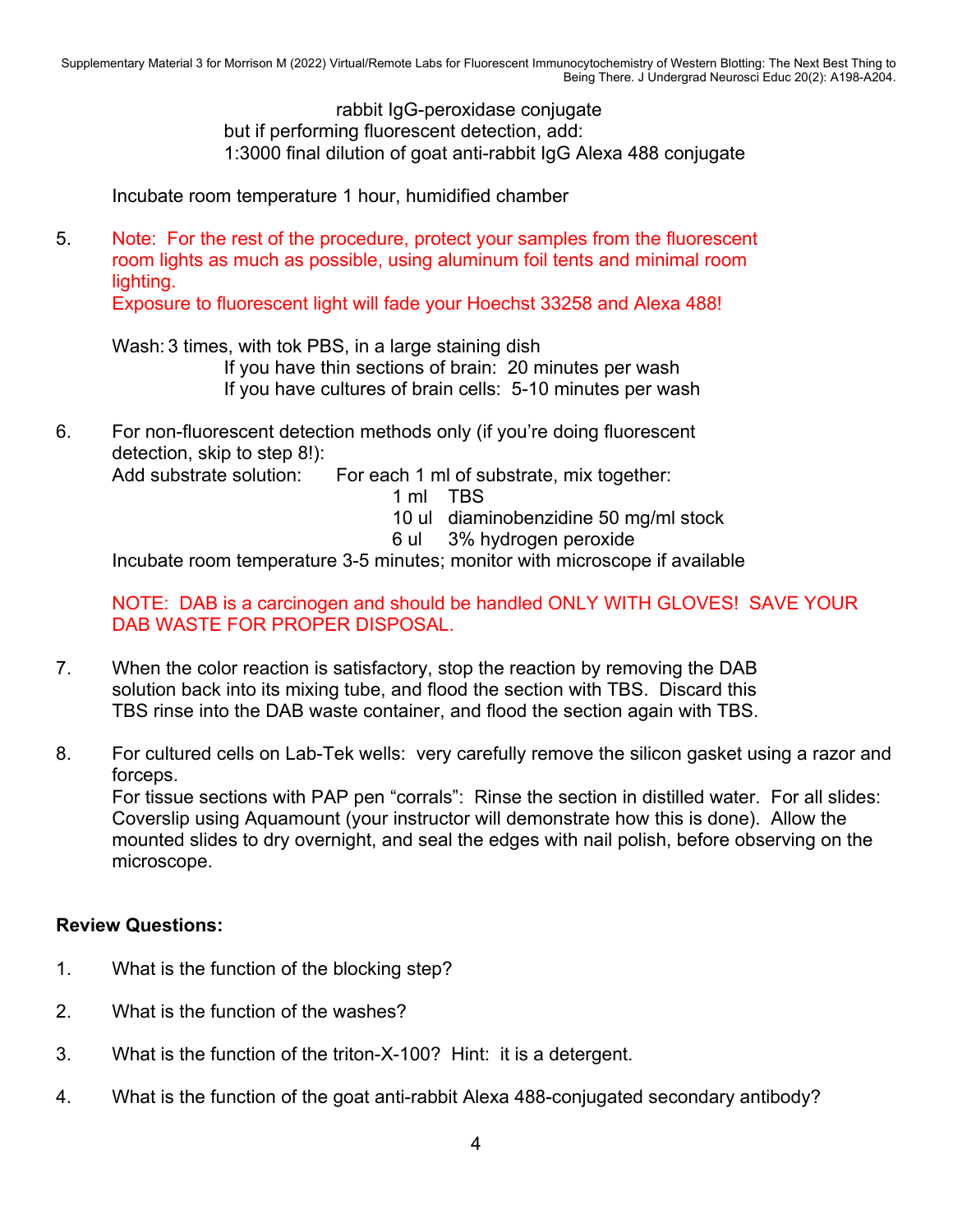rabbit IgG-peroxidase conjugate
but if performing fluorescent detection, add:
1:3000 final dilution of goat anti-rabbit IgG Alexa 488 conjugate

Incubate room temperature 1 hour, humidified chamber

5. Note: For the rest of the procedure, protect your samples from the fluorescent room lights as much as possible, using aluminum foil tents and minimal room lighting.
Exposure to fluorescent light will fade your Hoechst 33258 and Alexa 488!

Wash: 3 times, with tok PBS, in a large staining dish
If you have thin sections of brain: 20 minutes per wash
If you have cultures of brain cells: 5-10 minutes per wash

6. For non-fluorescent detection methods only (if you're doing fluorescent detection, skip to step 8!):
Add substrate solution: For each 1 ml of substrate, mix together:
1 ml TBS
10 ul diaminobenzidine 50 mg/ml stock
6 ul 3% hydrogen peroxide
Incubate room temperature 3-5 minutes; monitor with microscope if available

NOTE: DAB is a carcinogen and should be handled ONLY WITH GLOVES! SAVE YOUR DAB WASTE FOR PROPER DISPOSAL.

7. When the color reaction is satisfactory, stop the reaction by removing the DAB solution back into its mixing tube, and flood the section with TBS. Discard this TBS rinse into the DAB waste container, and flood the section again with TBS.

8. For cultured cells on Lab-Tek wells: very carefully remove the silicon gasket using a razor and forceps.
For tissue sections with PAP pen "corrals": Rinse the section in distilled water. For all slides: Coverslip using Aquamount (your instructor will demonstrate how this is done). Allow the mounted slides to dry overnight, and seal the edges with nail polish, before observing on the microscope.

**Review Questions:**

1. What is the function of the blocking step?

2. What is the function of the washes?

3. What is the function of the triton-X-100? Hint: it is a detergent.

4. What is the function of the goat anti-rabbit Alexa 488-conjugated secondary antibody?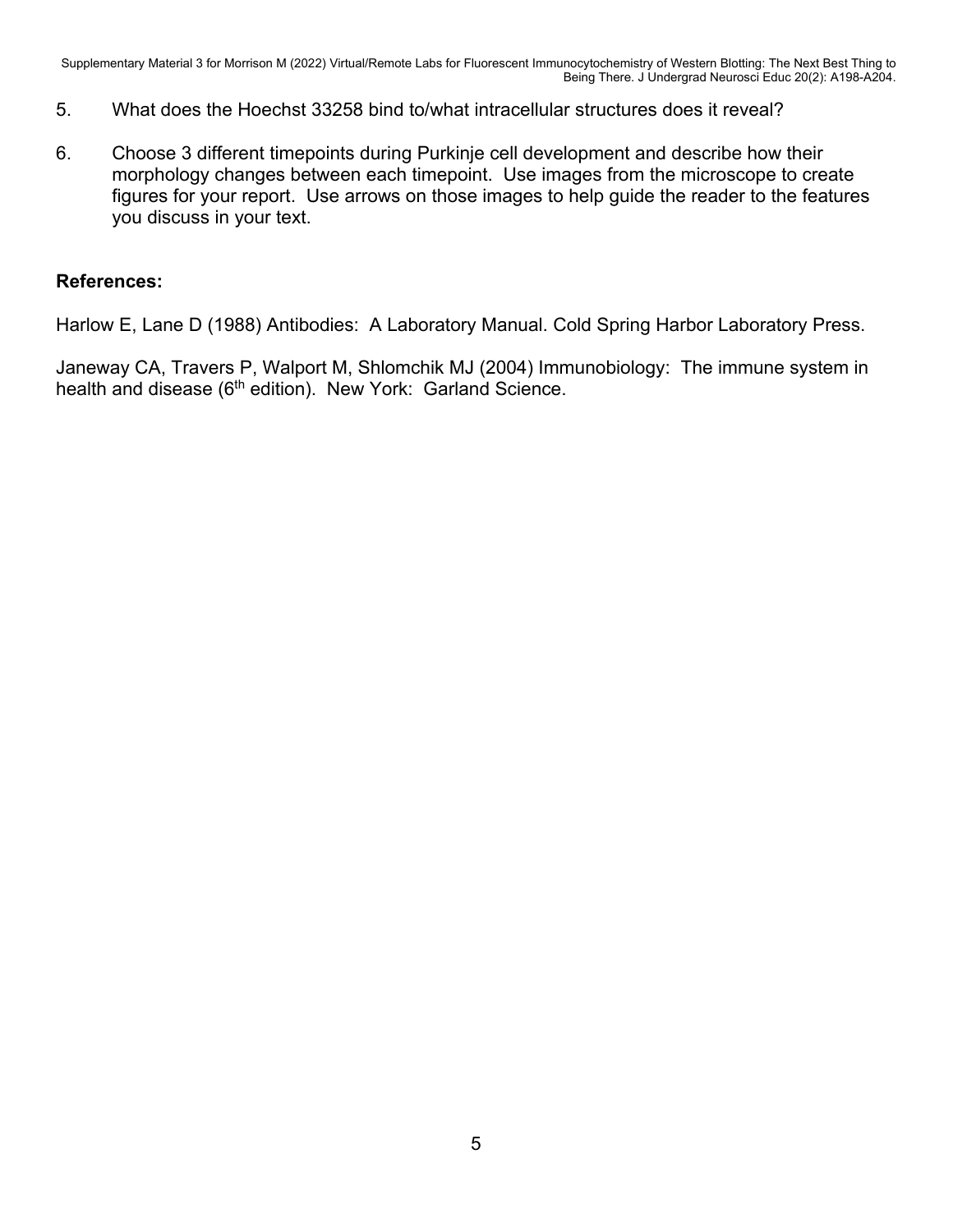5. What does the Hoechst 33258 bind to/what intracellular structures does it reveal?

6. Choose 3 different timepoints during Purkinje cell development and describe how their morphology changes between each timepoint. Use images from the microscope to create figures for your report. Use arrows on those images to help guide the reader to the features you discuss in your text.

**References:**

Harlow E, Lane D (1988) Antibodies: A Laboratory Manual. Cold Spring Harbor Laboratory Press.

Janeway CA, Travers P, Walport M, Shlomchik MJ (2004) Immunobiology: The immune system in health and disease (6th edition). New York: Garland Science.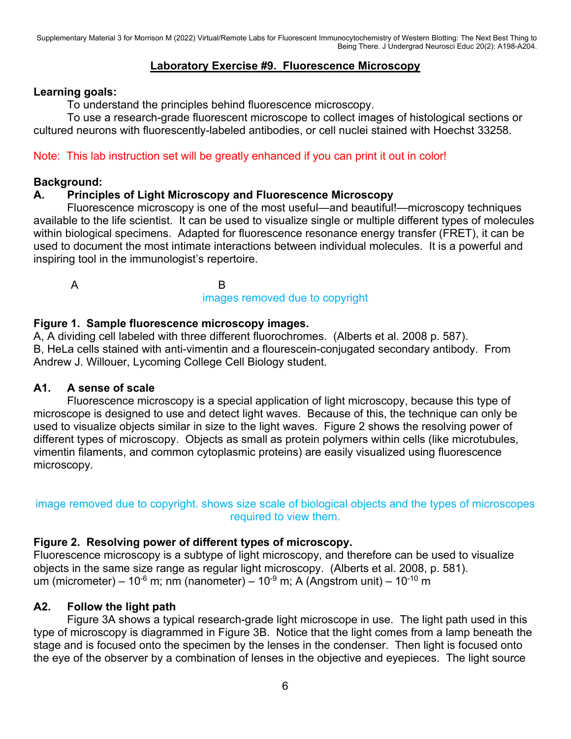## Laboratory Exercise #9. Fluorescence Microscopy

**Learning goals:**

To understand the principles behind fluorescence microscopy.

To use a research-grade fluorescent microscope to collect images of histological sections or cultured neurons with fluorescently-labeled antibodies, or cell nuclei stained with Hoechst 33258.

Note: This lab instruction set will be greatly enhanced if you can print it out in color!

**Background:**

### A. Principles of Light Microscopy and Fluorescence Microscopy

Fluorescence microscopy is one of the most useful—and beautiful!—microscopy techniques available to the life scientist. It can be used to visualize single or multiple different types of molecules within biological specimens. Adapted for fluorescence resonance energy transfer (FRET), it can be used to document the most intimate interactions between individual molecules. It is a powerful and inspiring tool in the immunologist's repertoire.

A B

images removed due to copyright

**Figure 1. Sample fluorescence microscopy images.**
A, A dividing cell labeled with three different fluorochromes. (Alberts et al. 2008 p. 587).
B, HeLa cells stained with anti-vimentin and a flourescein-conjugated secondary antibody. From Andrew J. Willouer, Lycoming College Cell Biology student.

### A1. A sense of scale

Fluorescence microscopy is a special application of light microscopy, because this type of microscope is designed to use and detect light waves. Because of this, the technique can only be used to visualize objects similar in size to the light waves. Figure 2 shows the resolving power of different types of microscopy. Objects as small as protein polymers within cells (like microtubules, vimentin filaments, and common cytoplasmic proteins) are easily visualized using fluorescence microscopy.

image removed due to copyright. shows size scale of biological objects and the types of microscopes required to view them.

**Figure 2. Resolving power of different types of microscopy.**
Fluorescence microscopy is a subtype of light microscopy, and therefore can be used to visualize objects in the same size range as regular light microscopy. (Alberts et al. 2008, p. 581).
um (micrometer) – $10^{-6}$ m; nm (nanometer) – $10^{-9}$ m; A (Angstrom unit) – $10^{-10}$ m

### A2. Follow the light path

Figure 3A shows a typical research-grade light microscope in use. The light path used in this type of microscopy is diagrammed in Figure 3B. Notice that the light comes from a lamp beneath the stage and is focused onto the specimen by the lenses in the condenser. Then light is focused onto the eye of the observer by a combination of lenses in the objective and eyepieces. The light source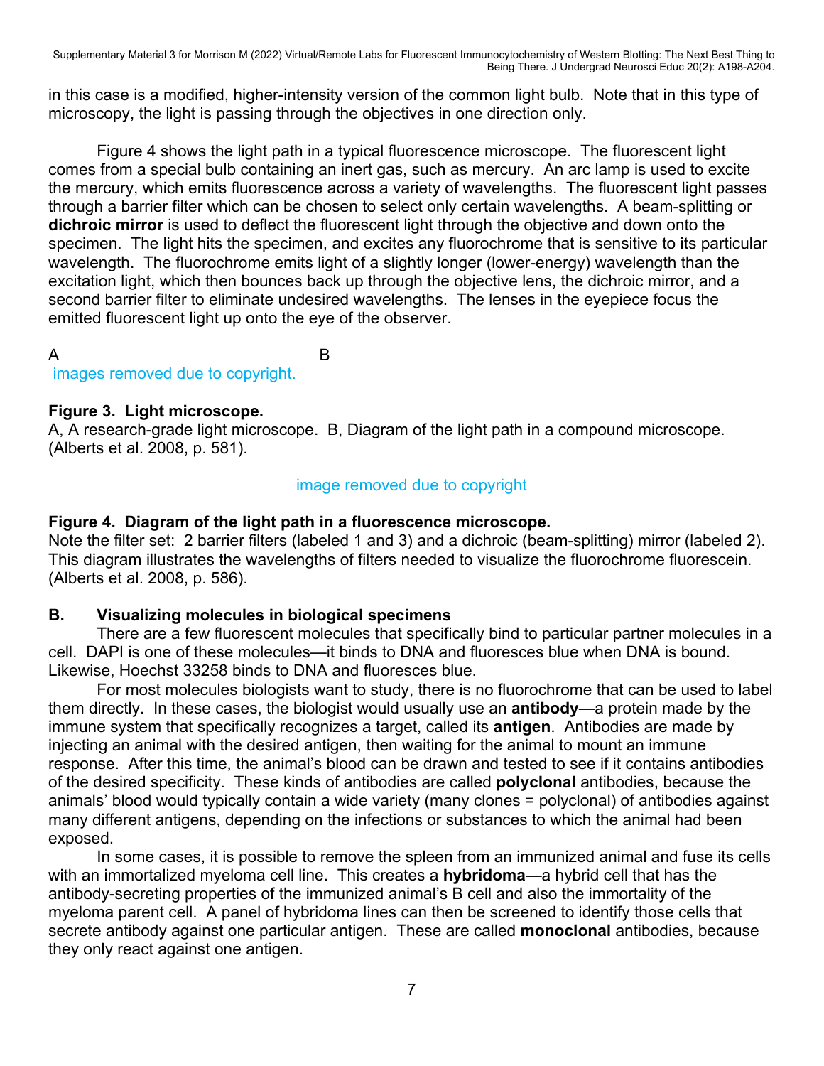in this case is a modified, higher-intensity version of the common light bulb. Note that in this type of microscopy, the light is passing through the objectives in one direction only.

Figure 4 shows the light path in a typical fluorescence microscope. The fluorescent light comes from a special bulb containing an inert gas, such as mercury. An arc lamp is used to excite the mercury, which emits fluorescence across a variety of wavelengths. The fluorescent light passes through a barrier filter which can be chosen to select only certain wavelengths. A beam-splitting or **dichroic mirror** is used to deflect the fluorescent light through the objective and down onto the specimen. The light hits the specimen, and excites any fluorochrome that is sensitive to its particular wavelength. The fluorochrome emits light of a slightly longer (lower-energy) wavelength than the excitation light, which then bounces back up through the objective lens, the dichroic mirror, and a second barrier filter to eliminate undesired wavelengths. The lenses in the eyepiece focus the emitted fluorescent light up onto the eye of the observer.

A B

images removed due to copyright.

**Figure 3. Light microscope.**
A, A research-grade light microscope. B, Diagram of the light path in a compound microscope. (Alberts et al. 2008, p. 581).

image removed due to copyright

**Figure 4. Diagram of the light path in a fluorescence microscope.**
Note the filter set: 2 barrier filters (labeled 1 and 3) and a dichroic (beam-splitting) mirror (labeled 2). This diagram illustrates the wavelengths of filters needed to visualize the fluorochrome fluorescein. (Alberts et al. 2008, p. 586).

## B. Visualizing molecules in biological specimens

There are a few fluorescent molecules that specifically bind to particular partner molecules in a cell. DAPI is one of these molecules—it binds to DNA and fluoresces blue when DNA is bound. Likewise, Hoechst 33258 binds to DNA and fluoresces blue.

For most molecules biologists want to study, there is no fluorochrome that can be used to label them directly. In these cases, the biologist would usually use an **antibody**—a protein made by the immune system that specifically recognizes a target, called its **antigen**. Antibodies are made by injecting an animal with the desired antigen, then waiting for the animal to mount an immune response. After this time, the animal's blood can be drawn and tested to see if it contains antibodies of the desired specificity. These kinds of antibodies are called **polyclonal** antibodies, because the animals' blood would typically contain a wide variety (many clones = polyclonal) of antibodies against many different antigens, depending on the infections or substances to which the animal had been exposed.

In some cases, it is possible to remove the spleen from an immunized animal and fuse its cells with an immortalized myeloma cell line. This creates a **hybridoma**—a hybrid cell that has the antibody-secreting properties of the immunized animal's B cell and also the immortality of the myeloma parent cell. A panel of hybridoma lines can then be screened to identify those cells that secrete antibody against one particular antigen. These are called **monoclonal** antibodies, because they only react against one antigen.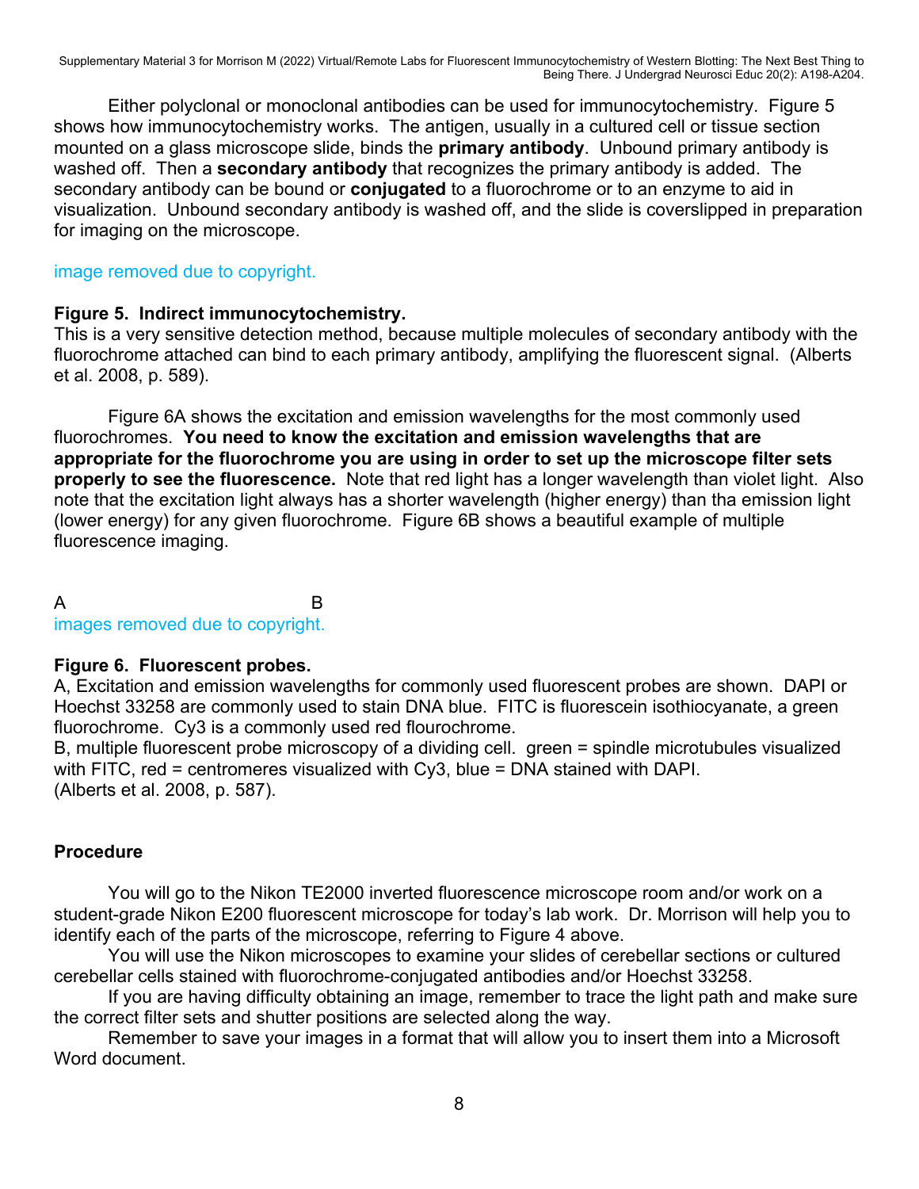Either polyclonal or monoclonal antibodies can be used for immunocytochemistry. Figure 5 shows how immunocytochemistry works. The antigen, usually in a cultured cell or tissue section mounted on a glass microscope slide, binds the **primary antibody**. Unbound primary antibody is washed off. Then a **secondary antibody** that recognizes the primary antibody is added. The secondary antibody can be bound or **conjugated** to a fluorochrome or to an enzyme to aid in visualization. Unbound secondary antibody is washed off, and the slide is coverslipped in preparation for imaging on the microscope.

image removed due to copyright.

**Figure 5. Indirect immunocytochemistry.**
This is a very sensitive detection method, because multiple molecules of secondary antibody with the fluorochrome attached can bind to each primary antibody, amplifying the fluorescent signal. (Alberts et al. 2008, p. 589).

Figure 6A shows the excitation and emission wavelengths for the most commonly used fluorochromes. **You need to know the excitation and emission wavelengths that are appropriate for the fluorochrome you are using in order to set up the microscope filter sets properly to see the fluorescence.** Note that red light has a longer wavelength than violet light. Also note that the excitation light always has a shorter wavelength (higher energy) than tha emission light (lower energy) for any given fluorochrome. Figure 6B shows a beautiful example of multiple fluorescence imaging.

A B
images removed due to copyright.

**Figure 6. Fluorescent probes.**
A, Excitation and emission wavelengths for commonly used fluorescent probes are shown. DAPI or Hoechst 33258 are commonly used to stain DNA blue. FITC is fluorescein isothiocyanate, a green fluorochrome. Cy3 is a commonly used red flourochrome.
B, multiple fluorescent probe microscopy of a dividing cell. green = spindle microtubules visualized with FITC, red = centromeres visualized with Cy3, blue = DNA stained with DAPI.
(Alberts et al. 2008, p. 587).

## Procedure

You will go to the Nikon TE2000 inverted fluorescence microscope room and/or work on a student-grade Nikon E200 fluorescent microscope for today's lab work. Dr. Morrison will help you to identify each of the parts of the microscope, referring to Figure 4 above.

You will use the Nikon microscopes to examine your slides of cerebellar sections or cultured cerebellar cells stained with fluorochrome-conjugated antibodies and/or Hoechst 33258.

If you are having difficulty obtaining an image, remember to trace the light path and make sure the correct filter sets and shutter positions are selected along the way.

Remember to save your images in a format that will allow you to insert them into a Microsoft Word document.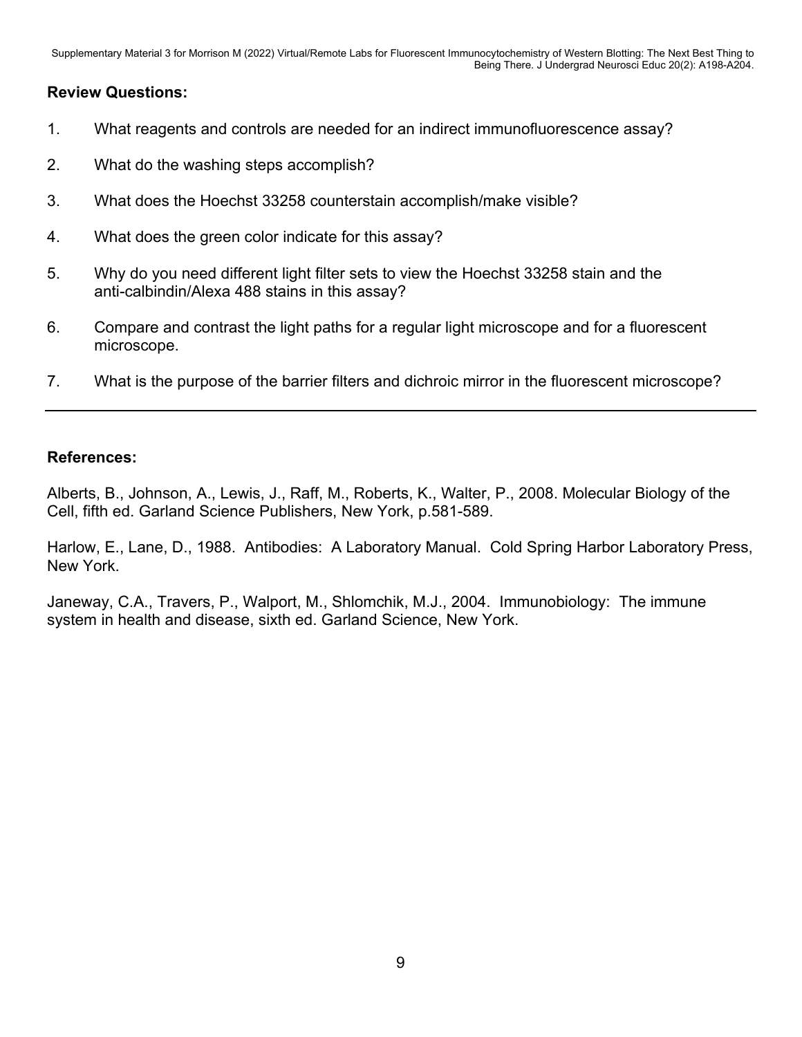**Review Questions:**

1. What reagents and controls are needed for an indirect immunofluorescence assay?
2. What do the washing steps accomplish?
3. What does the Hoechst 33258 counterstain accomplish/make visible?
4. What does the green color indicate for this assay?
5. Why do you need different light filter sets to view the Hoechst 33258 stain and the anti-calbindin/Alexa 488 stains in this assay?
6. Compare and contrast the light paths for a regular light microscope and for a fluorescent microscope.
7. What is the purpose of the barrier filters and dichroic mirror in the fluorescent microscope?

---

**References:**

Alberts, B., Johnson, A., Lewis, J., Raff, M., Roberts, K., Walter, P., 2008. Molecular Biology of the Cell, fifth ed. Garland Science Publishers, New York, p.581-589.

Harlow, E., Lane, D., 1988. Antibodies: A Laboratory Manual. Cold Spring Harbor Laboratory Press, New York.

Janeway, C.A., Travers, P., Walport, M., Shlomchik, M.J., 2004. Immunobiology: The immune system in health and disease, sixth ed. Garland Science, New York.